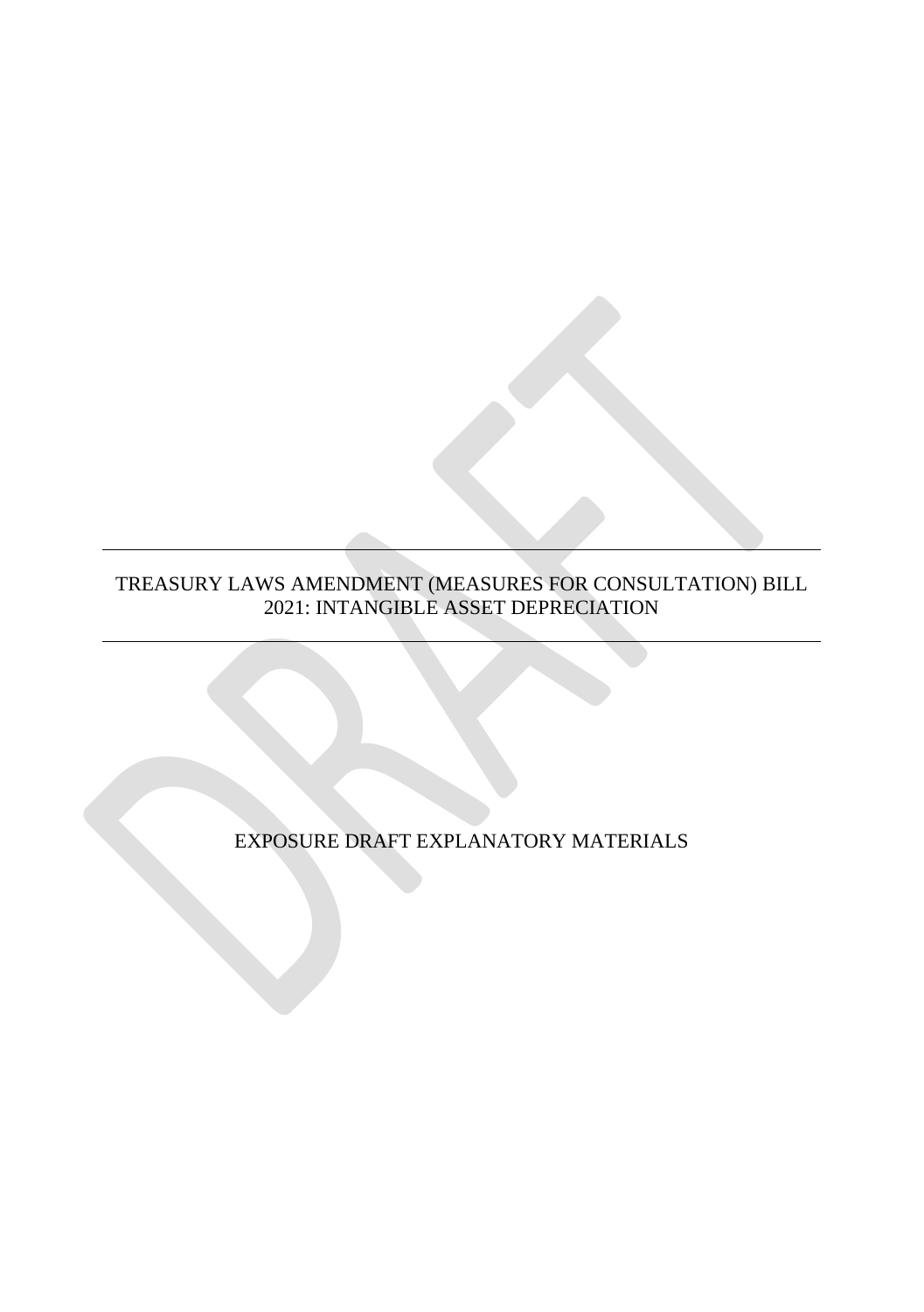# TREASURY LAWS AMENDMENT (MEASURES FOR CONSULTATION) BILL 2021: INTANGIBLE ASSET DEPRECIATION

EXPOSURE DRAFT EXPLANATORY MATERIALS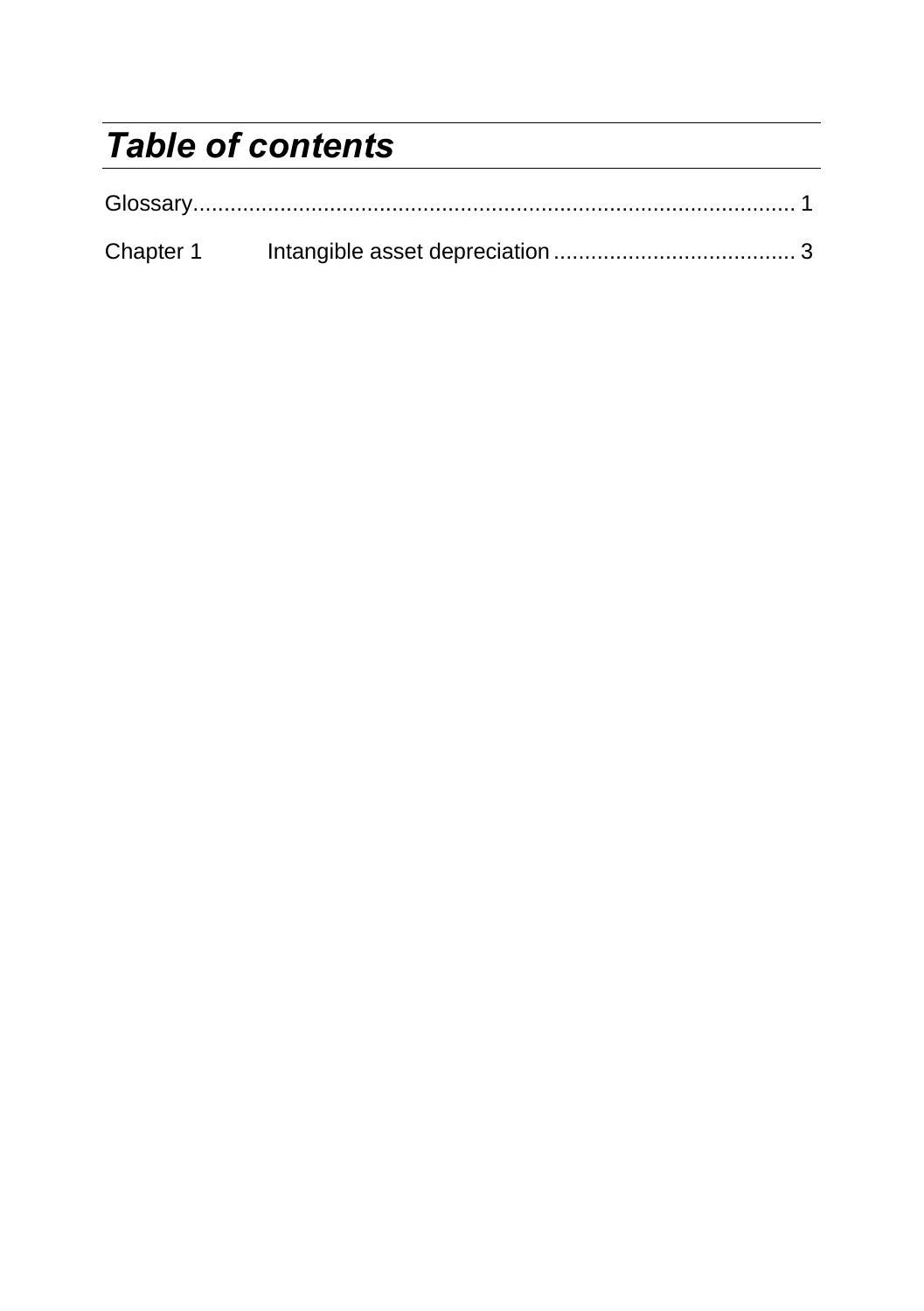# *Table of contents*

Glossary ........................................................................................ 1

Chapter 1 Intangible asset depreciation ....................................... 3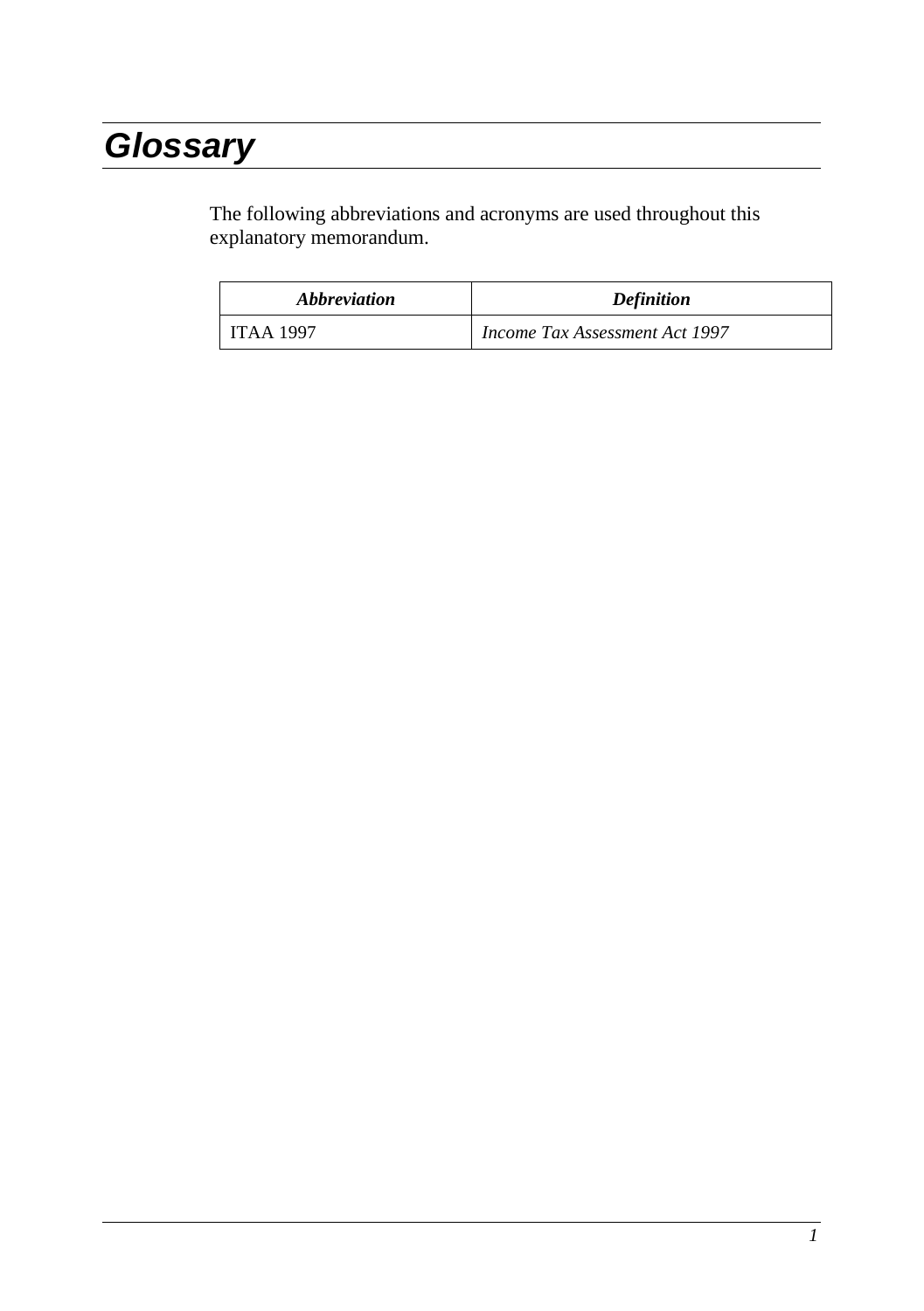# Glossary

The following abbreviations and acronyms are used throughout this explanatory memorandum.

| ***Abbreviation*** | ***Definition*** |
| --- | --- |
| ITAA 1997 | *Income Tax Assessment Act 1997* |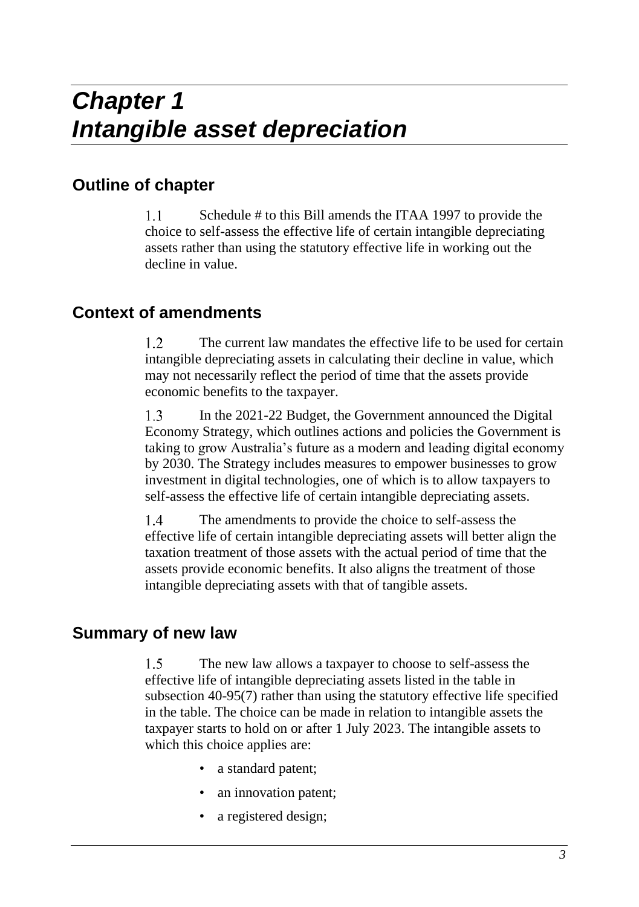# *Chapter 1*
# *Intangible asset depreciation*

## Outline of chapter

1.1 Schedule # to this Bill amends the ITAA 1997 to provide the choice to self-assess the effective life of certain intangible depreciating assets rather than using the statutory effective life in working out the decline in value.

## Context of amendments

1.2 The current law mandates the effective life to be used for certain intangible depreciating assets in calculating their decline in value, which may not necessarily reflect the period of time that the assets provide economic benefits to the taxpayer.

1.3 In the 2021-22 Budget, the Government announced the Digital Economy Strategy, which outlines actions and policies the Government is taking to grow Australia's future as a modern and leading digital economy by 2030. The Strategy includes measures to empower businesses to grow investment in digital technologies, one of which is to allow taxpayers to self-assess the effective life of certain intangible depreciating assets.

1.4 The amendments to provide the choice to self-assess the effective life of certain intangible depreciating assets will better align the taxation treatment of those assets with the actual period of time that the assets provide economic benefits. It also aligns the treatment of those intangible depreciating assets with that of tangible assets.

## Summary of new law

1.5 The new law allows a taxpayer to choose to self-assess the effective life of intangible depreciating assets listed in the table in subsection 40-95(7) rather than using the statutory effective life specified in the table. The choice can be made in relation to intangible assets the taxpayer starts to hold on or after 1 July 2023. The intangible assets to which this choice applies are:

- a standard patent;
- an innovation patent;
- a registered design;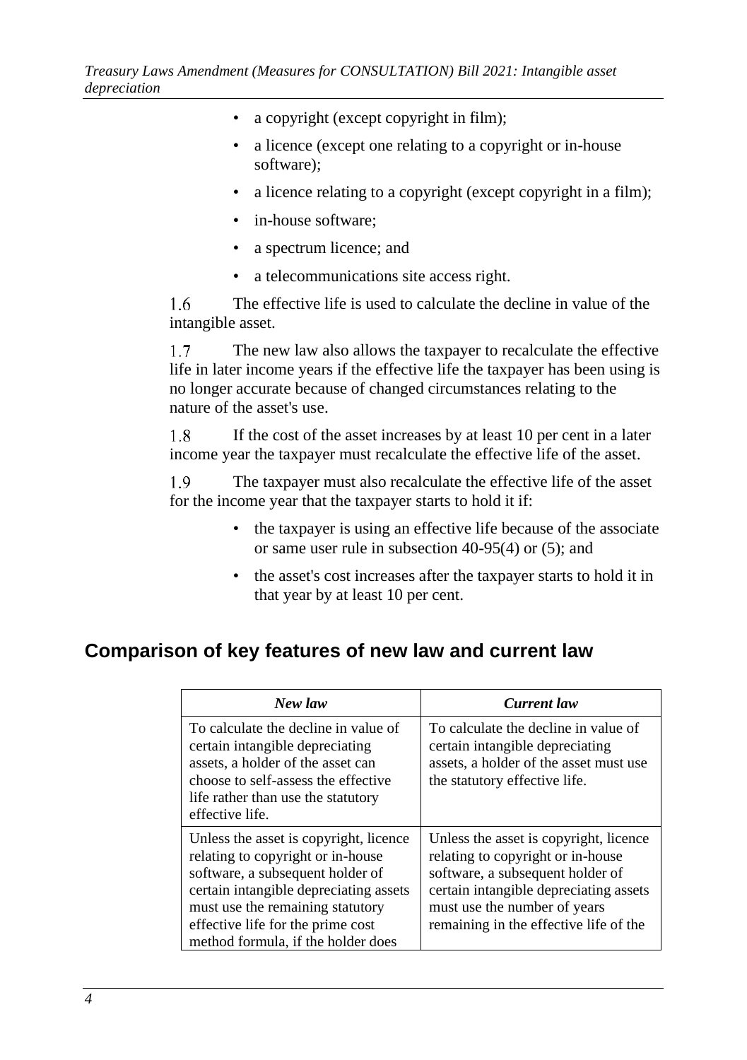- a copyright (except copyright in film);
- a licence (except one relating to a copyright or in-house software);
- a licence relating to a copyright (except copyright in a film);
- in-house software;
- a spectrum licence; and
- a telecommunications site access right.

1.6 The effective life is used to calculate the decline in value of the intangible asset.

1.7 The new law also allows the taxpayer to recalculate the effective life in later income years if the effective life the taxpayer has been using is no longer accurate because of changed circumstances relating to the nature of the asset's use.

1.8 If the cost of the asset increases by at least 10 per cent in a later income year the taxpayer must recalculate the effective life of the asset.

1.9 The taxpayer must also recalculate the effective life of the asset for the income year that the taxpayer starts to hold it if:

- the taxpayer is using an effective life because of the associate or same user rule in subsection 40-95(4) or (5); and
- the asset's cost increases after the taxpayer starts to hold it in that year by at least 10 per cent.

## Comparison of key features of new law and current law

| *New law* | *Current law* |
|---|---|
| To calculate the decline in value of certain intangible depreciating assets, a holder of the asset can choose to self-assess the effective life rather than use the statutory effective life. | To calculate the decline in value of certain intangible depreciating assets, a holder of the asset must use the statutory effective life. |
| Unless the asset is copyright, licence relating to copyright or in-house software, a subsequent holder of certain intangible depreciating assets must use the remaining statutory effective life for the prime cost method formula, if the holder does | Unless the asset is copyright, licence relating to copyright or in-house software, a subsequent holder of certain intangible depreciating assets must use the number of years remaining in the effective life of the |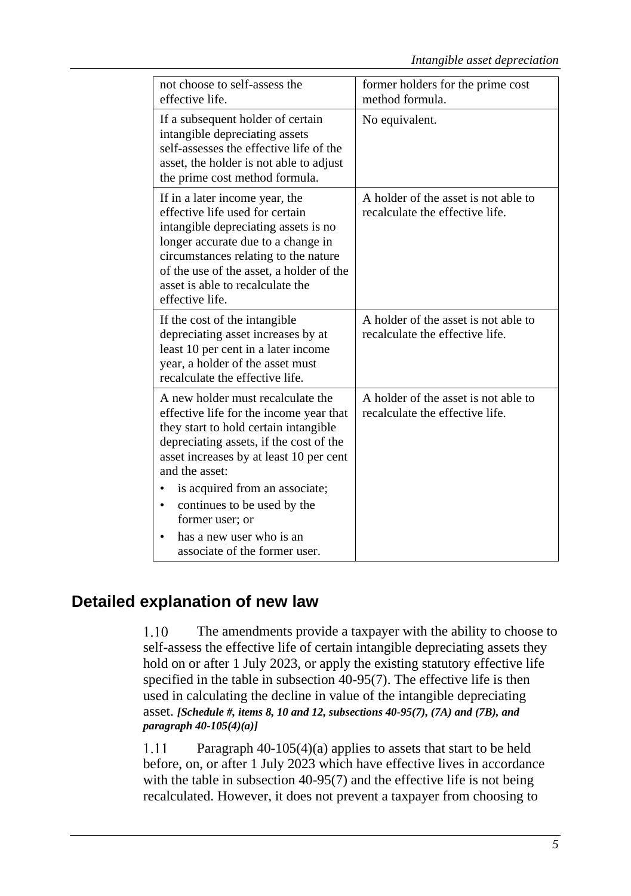| | |
|---|---|
| not choose to self-assess the effective life. | former holders for the prime cost method formula. |
| If a subsequent holder of certain intangible depreciating assets self-assesses the effective life of the asset, the holder is not able to adjust the prime cost method formula. | No equivalent. |
| If in a later income year, the effective life used for certain intangible depreciating assets is no longer accurate due to a change in circumstances relating to the nature of the use of the asset, a holder of the asset is able to recalculate the effective life. | A holder of the asset is not able to recalculate the effective life. |
| If the cost of the intangible depreciating asset increases by at least 10 per cent in a later income year, a holder of the asset must recalculate the effective life. | A holder of the asset is not able to recalculate the effective life. |
| A new holder must recalculate the effective life for the income year that they start to hold certain intangible depreciating assets, if the cost of the asset increases by at least 10 per cent and the asset: <br>• is acquired from an associate; <br>• continues to be used by the former user; or <br>• has a new user who is an associate of the former user. | A holder of the asset is not able to recalculate the effective life. |

## Detailed explanation of new law

1.10 The amendments provide a taxpayer with the ability to choose to self-assess the effective life of certain intangible depreciating assets they hold on or after 1 July 2023, or apply the existing statutory effective life specified in the table in subsection 40-95(7). The effective life is then used in calculating the decline in value of the intangible depreciating asset. ***[Schedule #, items 8, 10 and 12, subsections 40-95(7), (7A) and (7B), and paragraph 40-105(4)(a)]***

1.11 Paragraph 40-105(4)(a) applies to assets that start to be held before, on, or after 1 July 2023 which have effective lives in accordance with the table in subsection 40-95(7) and the effective life is not being recalculated. However, it does not prevent a taxpayer from choosing to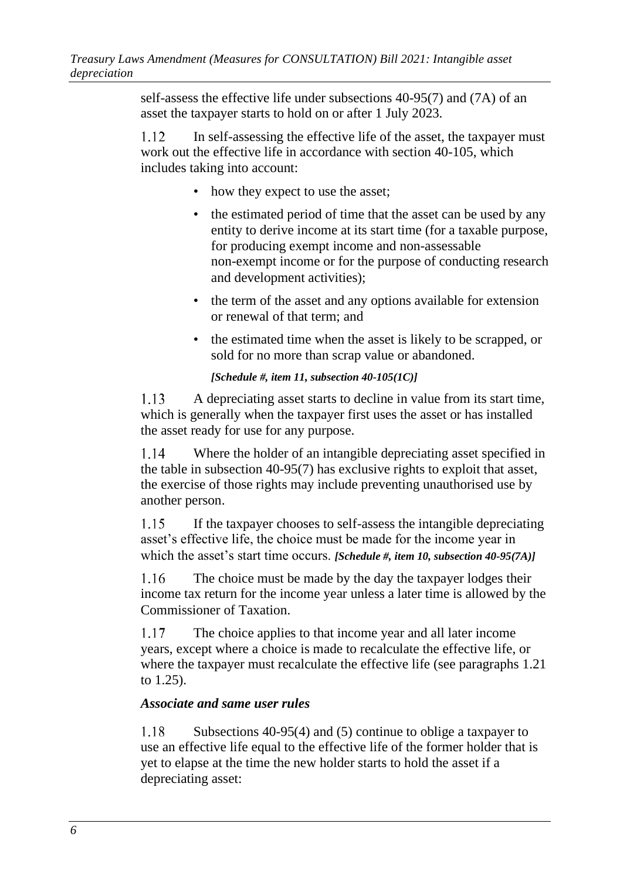self-assess the effective life under subsections 40-95(7) and (7A) of an asset the taxpayer starts to hold on or after 1 July 2023.

1.12 In self-assessing the effective life of the asset, the taxpayer must work out the effective life in accordance with section 40-105, which includes taking into account:

- how they expect to use the asset;
- the estimated period of time that the asset can be used by any entity to derive income at its start time (for a taxable purpose, for producing exempt income and non-assessable non-exempt income or for the purpose of conducting research and development activities);
- the term of the asset and any options available for extension or renewal of that term; and
- the estimated time when the asset is likely to be scrapped, or sold for no more than scrap value or abandoned.

*[Schedule #, item 11, subsection 40-105(1C)]*

1.13 A depreciating asset starts to decline in value from its start time, which is generally when the taxpayer first uses the asset or has installed the asset ready for use for any purpose.

1.14 Where the holder of an intangible depreciating asset specified in the table in subsection 40-95(7) has exclusive rights to exploit that asset, the exercise of those rights may include preventing unauthorised use by another person.

1.15 If the taxpayer chooses to self-assess the intangible depreciating asset's effective life, the choice must be made for the income year in which the asset's start time occurs. *[Schedule #, item 10, subsection 40-95(7A)]*

1.16 The choice must be made by the day the taxpayer lodges their income tax return for the income year unless a later time is allowed by the Commissioner of Taxation.

1.17 The choice applies to that income year and all later income years, except where a choice is made to recalculate the effective life, or where the taxpayer must recalculate the effective life (see paragraphs 1.21 to 1.25).

### *Associate and same user rules*

1.18 Subsections 40-95(4) and (5) continue to oblige a taxpayer to use an effective life equal to the effective life of the former holder that is yet to elapse at the time the new holder starts to hold the asset if a depreciating asset: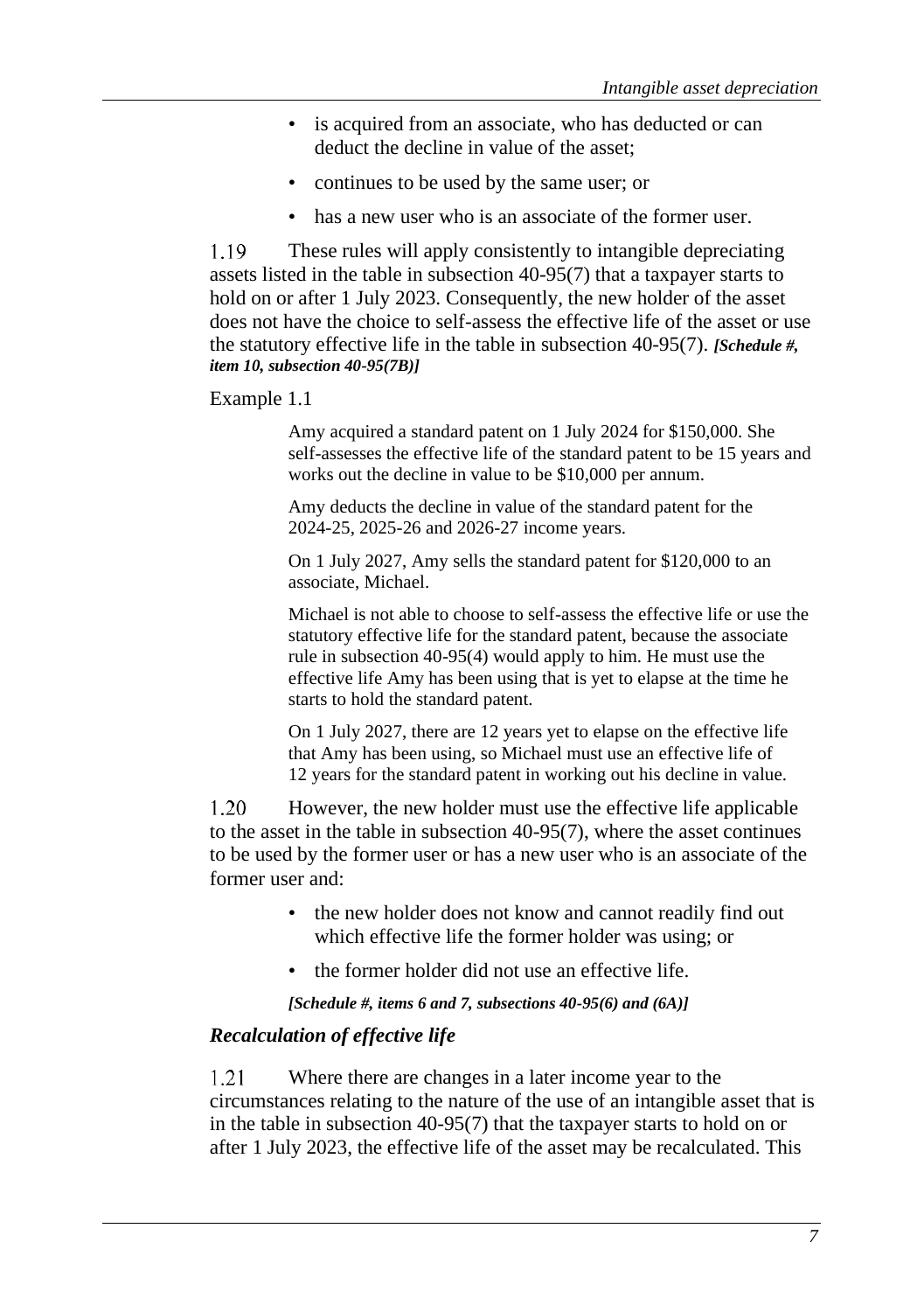- is acquired from an associate, who has deducted or can deduct the decline in value of the asset;
- continues to be used by the same user; or
- has a new user who is an associate of the former user.

1.19 These rules will apply consistently to intangible depreciating assets listed in the table in subsection 40-95(7) that a taxpayer starts to hold on or after 1 July 2023. Consequently, the new holder of the asset does not have the choice to self-assess the effective life of the asset or use the statutory effective life in the table in subsection 40-95(7). ***[Schedule #, item 10, subsection 40-95(7B)]***

Example 1.1

> Amy acquired a standard patent on 1 July 2024 for $150,000. She self-assesses the effective life of the standard patent to be 15 years and works out the decline in value to be $10,000 per annum.
>
> Amy deducts the decline in value of the standard patent for the 2024-25, 2025-26 and 2026-27 income years.
>
> On 1 July 2027, Amy sells the standard patent for $120,000 to an associate, Michael.
>
> Michael is not able to choose to self-assess the effective life or use the statutory effective life for the standard patent, because the associate rule in subsection 40-95(4) would apply to him. He must use the effective life Amy has been using that is yet to elapse at the time he starts to hold the standard patent.
>
> On 1 July 2027, there are 12 years yet to elapse on the effective life that Amy has been using, so Michael must use an effective life of 12 years for the standard patent in working out his decline in value.

1.20 However, the new holder must use the effective life applicable to the asset in the table in subsection 40-95(7), where the asset continues to be used by the former user or has a new user who is an associate of the former user and:

- the new holder does not know and cannot readily find out which effective life the former holder was using; or
- the former holder did not use an effective life.

***[Schedule #, items 6 and 7, subsections 40-95(6) and (6A)]***

### *Recalculation of effective life*

1.21 Where there are changes in a later income year to the circumstances relating to the nature of the use of an intangible asset that is in the table in subsection 40-95(7) that the taxpayer starts to hold on or after 1 July 2023, the effective life of the asset may be recalculated. This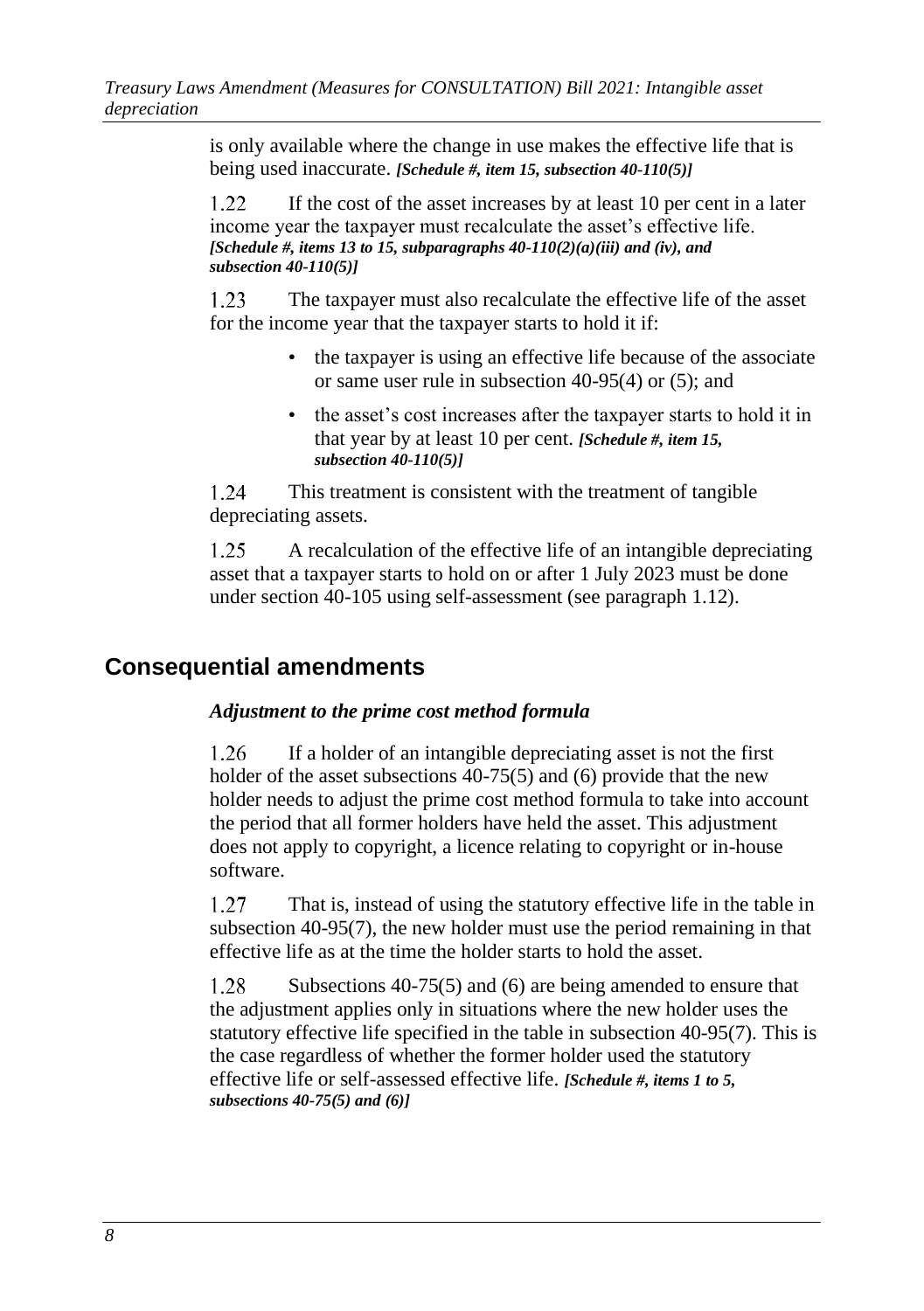is only available where the change in use makes the effective life that is being used inaccurate. ***[Schedule #, item 15, subsection 40-110(5)]***

1.22 If the cost of the asset increases by at least 10 per cent in a later income year the taxpayer must recalculate the asset's effective life. ***[Schedule #, items 13 to 15, subparagraphs 40-110(2)(a)(iii) and (iv), and subsection 40-110(5)]***

1.23 The taxpayer must also recalculate the effective life of the asset for the income year that the taxpayer starts to hold it if:

- the taxpayer is using an effective life because of the associate or same user rule in subsection 40-95(4) or (5); and
- the asset's cost increases after the taxpayer starts to hold it in that year by at least 10 per cent. ***[Schedule #, item 15, subsection 40-110(5)]***

1.24 This treatment is consistent with the treatment of tangible depreciating assets.

1.25 A recalculation of the effective life of an intangible depreciating asset that a taxpayer starts to hold on or after 1 July 2023 must be done under section 40-105 using self-assessment (see paragraph 1.12).

## Consequential amendments

### *Adjustment to the prime cost method formula*

1.26 If a holder of an intangible depreciating asset is not the first holder of the asset subsections 40-75(5) and (6) provide that the new holder needs to adjust the prime cost method formula to take into account the period that all former holders have held the asset. This adjustment does not apply to copyright, a licence relating to copyright or in-house software.

1.27 That is, instead of using the statutory effective life in the table in subsection 40-95(7), the new holder must use the period remaining in that effective life as at the time the holder starts to hold the asset.

1.28 Subsections 40-75(5) and (6) are being amended to ensure that the adjustment applies only in situations where the new holder uses the statutory effective life specified in the table in subsection 40-95(7). This is the case regardless of whether the former holder used the statutory effective life or self-assessed effective life. ***[Schedule #, items 1 to 5, subsections 40-75(5) and (6)]***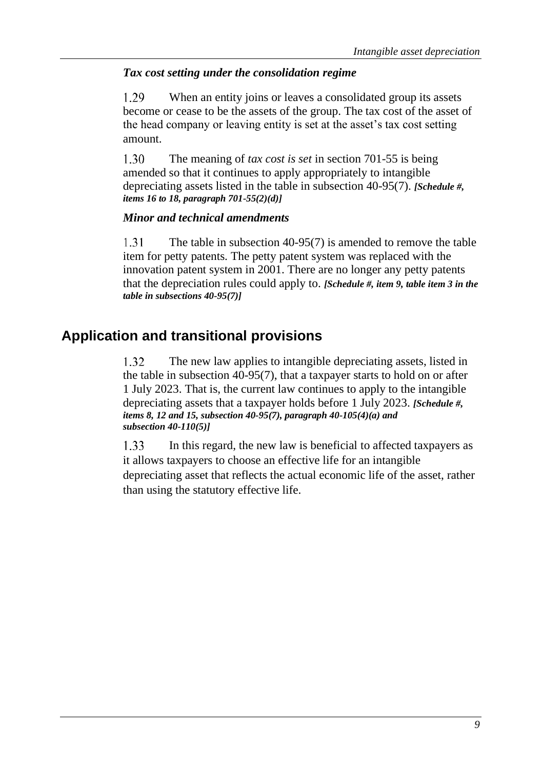### *Tax cost setting under the consolidation regime*

1.29 When an entity joins or leaves a consolidated group its assets become or cease to be the assets of the group. The tax cost of the asset of the head company or leaving entity is set at the asset's tax cost setting amount.

1.30 The meaning of *tax cost is set* in section 701-55 is being amended so that it continues to apply appropriately to intangible depreciating assets listed in the table in subsection 40-95(7). ***[Schedule #, items 16 to 18, paragraph 701-55(2)(d)]***

### *Minor and technical amendments*

1.31 The table in subsection 40-95(7) is amended to remove the table item for petty patents. The petty patent system was replaced with the innovation patent system in 2001. There are no longer any petty patents that the depreciation rules could apply to. ***[Schedule #, item 9, table item 3 in the table in subsections 40-95(7)]***

## Application and transitional provisions

1.32 The new law applies to intangible depreciating assets, listed in the table in subsection 40-95(7), that a taxpayer starts to hold on or after 1 July 2023. That is, the current law continues to apply to the intangible depreciating assets that a taxpayer holds before 1 July 2023. ***[Schedule #, items 8, 12 and 15, subsection 40-95(7), paragraph 40-105(4)(a) and subsection 40-110(5)]***

1.33 In this regard, the new law is beneficial to affected taxpayers as it allows taxpayers to choose an effective life for an intangible depreciating asset that reflects the actual economic life of the asset, rather than using the statutory effective life.